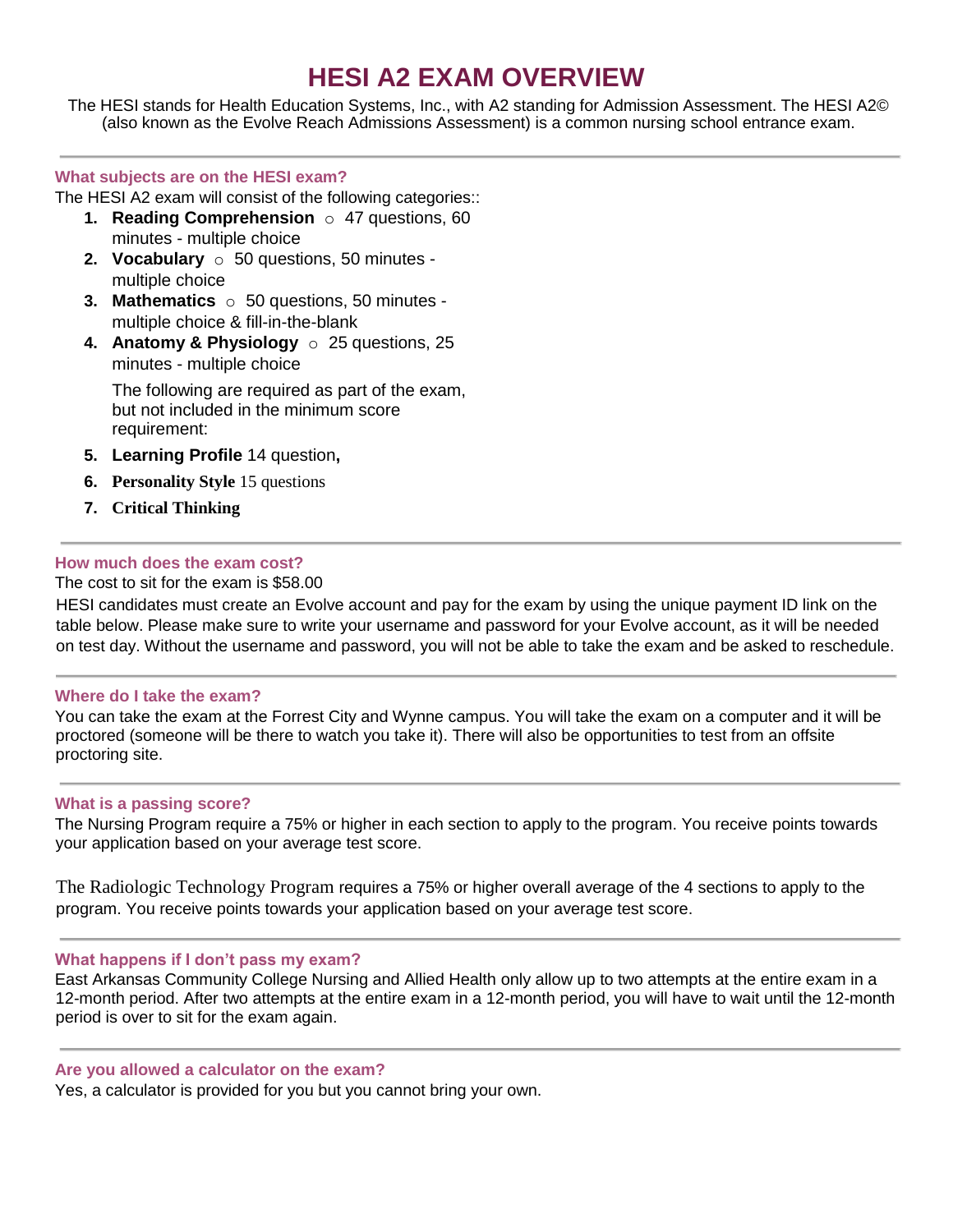# HESI A2 EXAM OVERVIEW

The HESI stands for Health Education Systems, Inc., with A2 standing for Admission Assessment. The HESI A2© (also known as the Evolve Reach Admissions Assessment) is a common nursing school entrance exam.

### What subjects are on the HESI exam?

The HESI A2 exam will consist of the following categories::

1. **Reading Comprehension** ○ 47 questions, 60 minutes - multiple choice
2. **Vocabulary** ○ 50 questions, 50 minutes - multiple choice
3. **Mathematics** ○ 50 questions, 50 minutes - multiple choice & fill-in-the-blank
4. **Anatomy & Physiology** ○ 25 questions, 25 minutes - multiple choice

   The following are required as part of the exam, but not included in the minimum score requirement:

5. **Learning Profile** 14 question**,**
6. **Personality Style** 15 questions
7. **Critical Thinking**

### How much does the exam cost?

The cost to sit for the exam is $58.00

HESI candidates must create an Evolve account and pay for the exam by using the unique payment ID link on the table below. Please make sure to write your username and password for your Evolve account, as it will be needed on test day. Without the username and password, you will not be able to take the exam and be asked to reschedule.

### Where do I take the exam?

You can take the exam at the Forrest City and Wynne campus. You will take the exam on a computer and it will be proctored (someone will be there to watch you take it). There will also be opportunities to test from an offsite proctoring site.

### What is a passing score?

The Nursing Program require a 75% or higher in each section to apply to the program. You receive points towards your application based on your average test score.

The Radiologic Technology Program requires a 75% or higher overall average of the 4 sections to apply to the program. You receive points towards your application based on your average test score.

### What happens if I don't pass my exam?

East Arkansas Community College Nursing and Allied Health only allow up to two attempts at the entire exam in a 12-month period. After two attempts at the entire exam in a 12-month period, you will have to wait until the 12-month period is over to sit for the exam again.

### Are you allowed a calculator on the exam?

Yes, a calculator is provided for you but you cannot bring your own.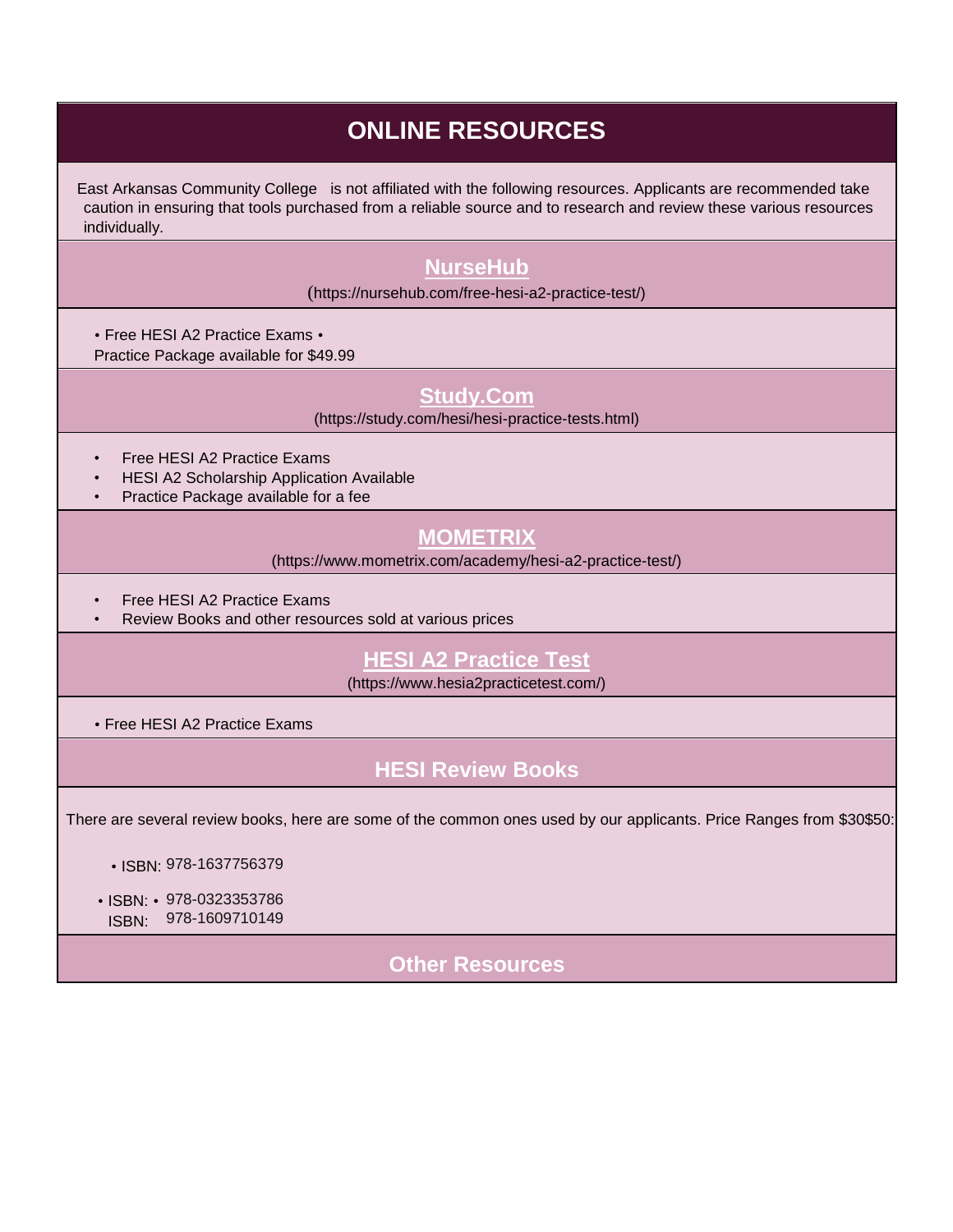# ONLINE RESOURCES

East Arkansas Community College is not affiliated with the following resources. Applicants are recommended take caution in ensuring that tools purchased from a reliable source and to research and review these various resources individually.

## NurseHub

(https://nursehub.com/free-hesi-a2-practice-test/)

- Free HESI A2 Practice Exams
- Practice Package available for $49.99

## Study.Com

(https://study.com/hesi/hesi-practice-tests.html)

- Free HESI A2 Practice Exams
- HESI A2 Scholarship Application Available
- Practice Package available for a fee

## MOMETRIX

(https://www.mometrix.com/academy/hesi-a2-practice-test/)

- Free HESI A2 Practice Exams
- Review Books and other resources sold at various prices

## HESI A2 Practice Test

(https://www.hesia2practicetest.com/)

- Free HESI A2 Practice Exams

## HESI Review Books

There are several review books, here are some of the common ones used by our applicants. Price Ranges from $30$50:

- ISBN: 978-1637756379
- ISBN: 978-0323353786
- ISBN: 978-1609710149

## Other Resources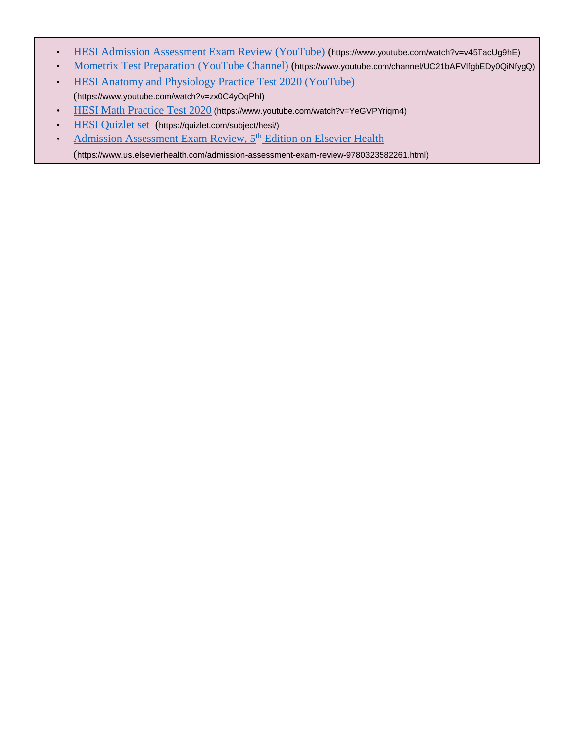- [HESI Admission Assessment Exam Review (YouTube)](https://www.youtube.com/watch?v=v45TacUg9hE) (https://www.youtube.com/watch?v=v45TacUg9hE)
- [Mometrix Test Preparation (YouTube Channel)](https://www.youtube.com/channel/UC21bAFVlfgbEDy0QiNfygQ) (https://www.youtube.com/channel/UC21bAFVlfgbEDy0QiNfygQ)
- [HESI Anatomy and Physiology Practice Test 2020 (YouTube)](https://www.youtube.com/watch?v=zx0C4yOqPhI) (https://www.youtube.com/watch?v=zx0C4yOqPhI)
- [HESI Math Practice Test 2020](https://www.youtube.com/watch?v=YeGVPYriqm4) (https://www.youtube.com/watch?v=YeGVPYriqm4)
- [HESI Quizlet set](https://quizlet.com/subject/hesi/) (https://quizlet.com/subject/hesi/)
- [Admission Assessment Exam Review, 5th Edition on Elsevier Health](https://www.us.elsevierhealth.com/admission-assessment-exam-review-9780323582261.html) (https://www.us.elsevierhealth.com/admission-assessment-exam-review-9780323582261.html)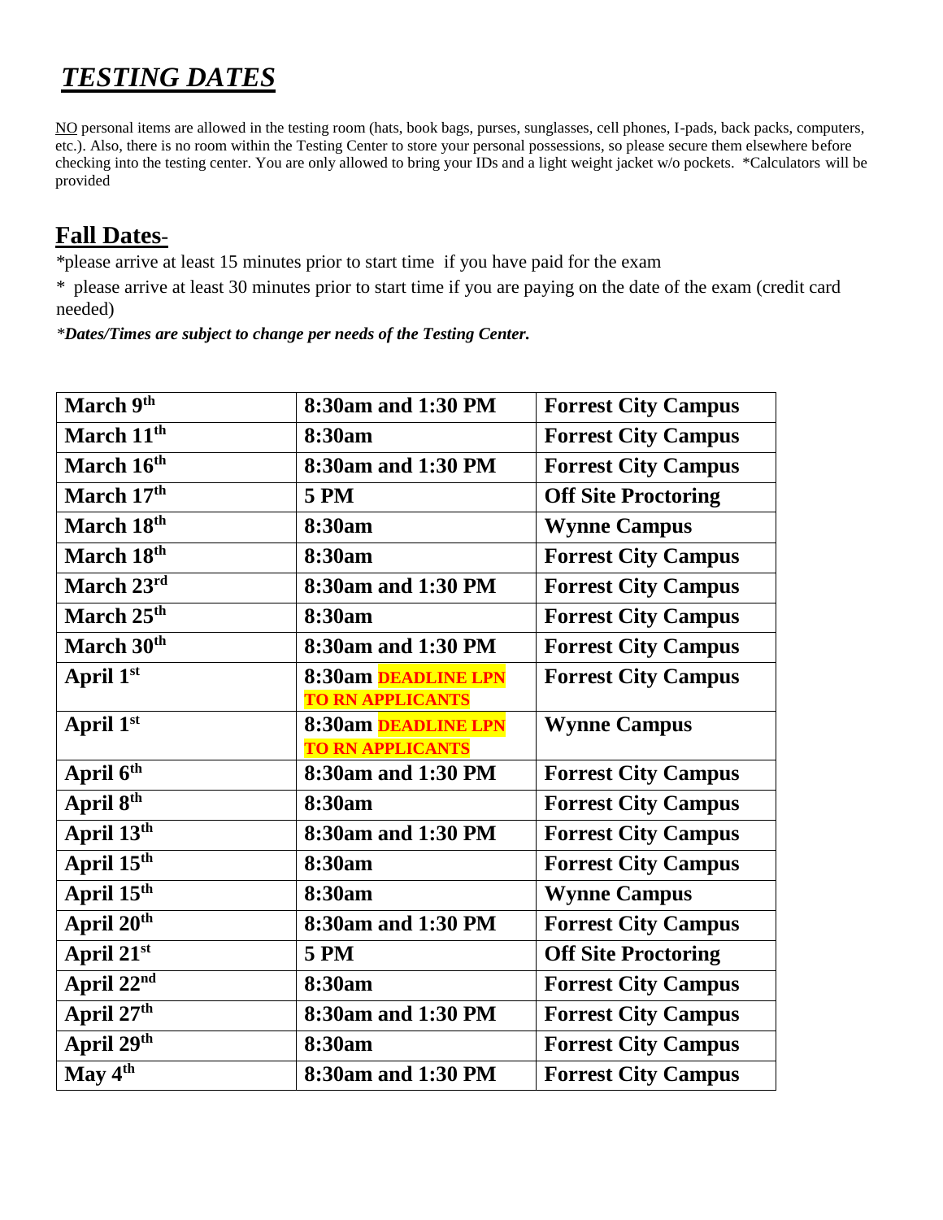# ***TESTING DATES***

NO personal items are allowed in the testing room (hats, book bags, purses, sunglasses, cell phones, I-pads, back packs, computers, etc.). Also, there is no room within the Testing Center to store your personal possessions, so please secure them elsewhere before checking into the testing center. You are only allowed to bring your IDs and a light weight jacket w/o pockets. *Calculators will be provided

## Fall Dates-

*please arrive at least 15 minutes prior to start time if you have paid for the exam

* please arrive at least 30 minutes prior to start time if you are paying on the date of the exam (credit card needed)

*\*Dates/Times are subject to change per needs of the Testing Center.*

| | | |
|---|---|---|
| **March 9th** | **8:30am and 1:30 PM** | **Forrest City Campus** |
| **March 11th** | **8:30am** | **Forrest City Campus** |
| **March 16th** | **8:30am and 1:30 PM** | **Forrest City Campus** |
| **March 17th** | **5 PM** | **Off Site Proctoring** |
| **March 18th** | **8:30am** | **Wynne Campus** |
| **March 18th** | **8:30am** | **Forrest City Campus** |
| **March 23rd** | **8:30am and 1:30 PM** | **Forrest City Campus** |
| **March 25th** | **8:30am** | **Forrest City Campus** |
| **March 30th** | **8:30am and 1:30 PM** | **Forrest City Campus** |
| **April 1st** | **8:30am DEADLINE LPN TO RN APPLICANTS** | **Forrest City Campus** |
| **April 1st** | **8:30am DEADLINE LPN TO RN APPLICANTS** | **Wynne Campus** |
| **April 6th** | **8:30am and 1:30 PM** | **Forrest City Campus** |
| **April 8th** | **8:30am** | **Forrest City Campus** |
| **April 13th** | **8:30am and 1:30 PM** | **Forrest City Campus** |
| **April 15th** | **8:30am** | **Forrest City Campus** |
| **April 15th** | **8:30am** | **Wynne Campus** |
| **April 20th** | **8:30am and 1:30 PM** | **Forrest City Campus** |
| **April 21st** | **5 PM** | **Off Site Proctoring** |
| **April 22nd** | **8:30am** | **Forrest City Campus** |
| **April 27th** | **8:30am and 1:30 PM** | **Forrest City Campus** |
| **April 29th** | **8:30am** | **Forrest City Campus** |
| **May 4th** | **8:30am and 1:30 PM** | **Forrest City Campus** |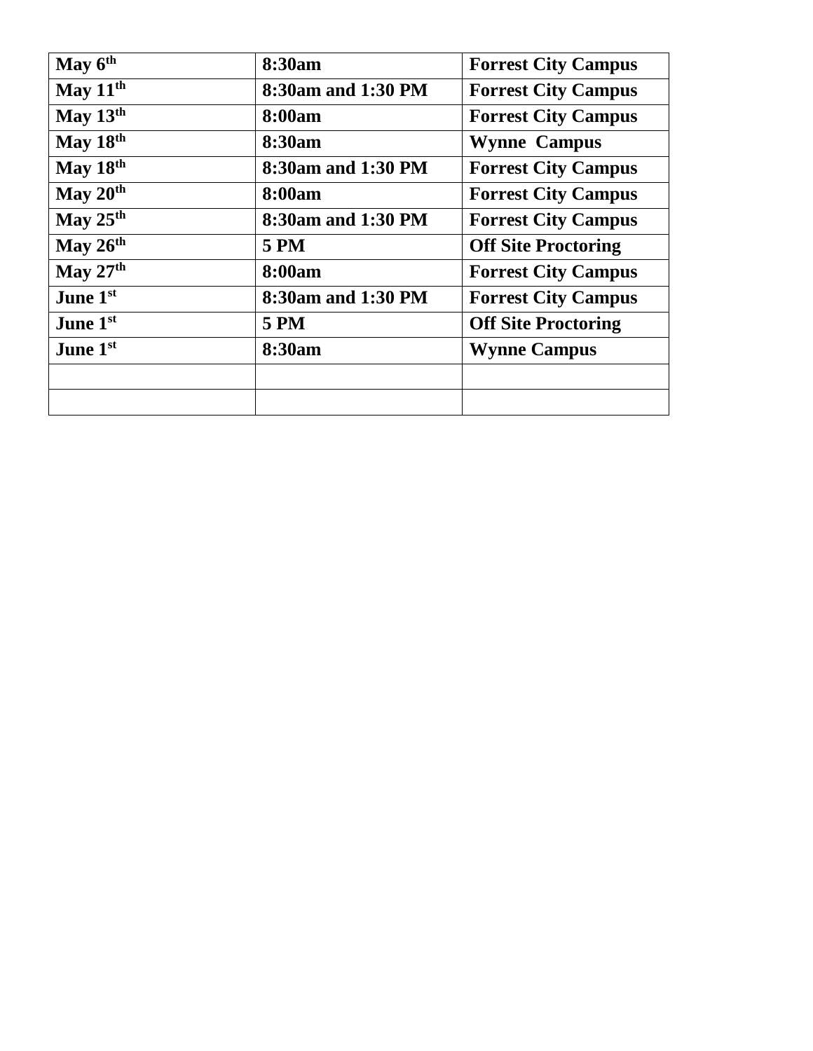| | | |
|---|---|---|
| **May 6th** | **8:30am** | **Forrest City Campus** |
| **May 11th** | **8:30am and 1:30 PM** | **Forrest City Campus** |
| **May 13th** | **8:00am** | **Forrest City Campus** |
| **May 18th** | **8:30am** | **Wynne Campus** |
| **May 18th** | **8:30am and 1:30 PM** | **Forrest City Campus** |
| **May 20th** | **8:00am** | **Forrest City Campus** |
| **May 25th** | **8:30am and 1:30 PM** | **Forrest City Campus** |
| **May 26th** | **5 PM** | **Off Site Proctoring** |
| **May 27th** | **8:00am** | **Forrest City Campus** |
| **June 1st** | **8:30am and 1:30 PM** | **Forrest City Campus** |
| **June 1st** | **5 PM** | **Off Site Proctoring** |
| **June 1st** | **8:30am** | **Wynne Campus** |
| | | |
| | | |